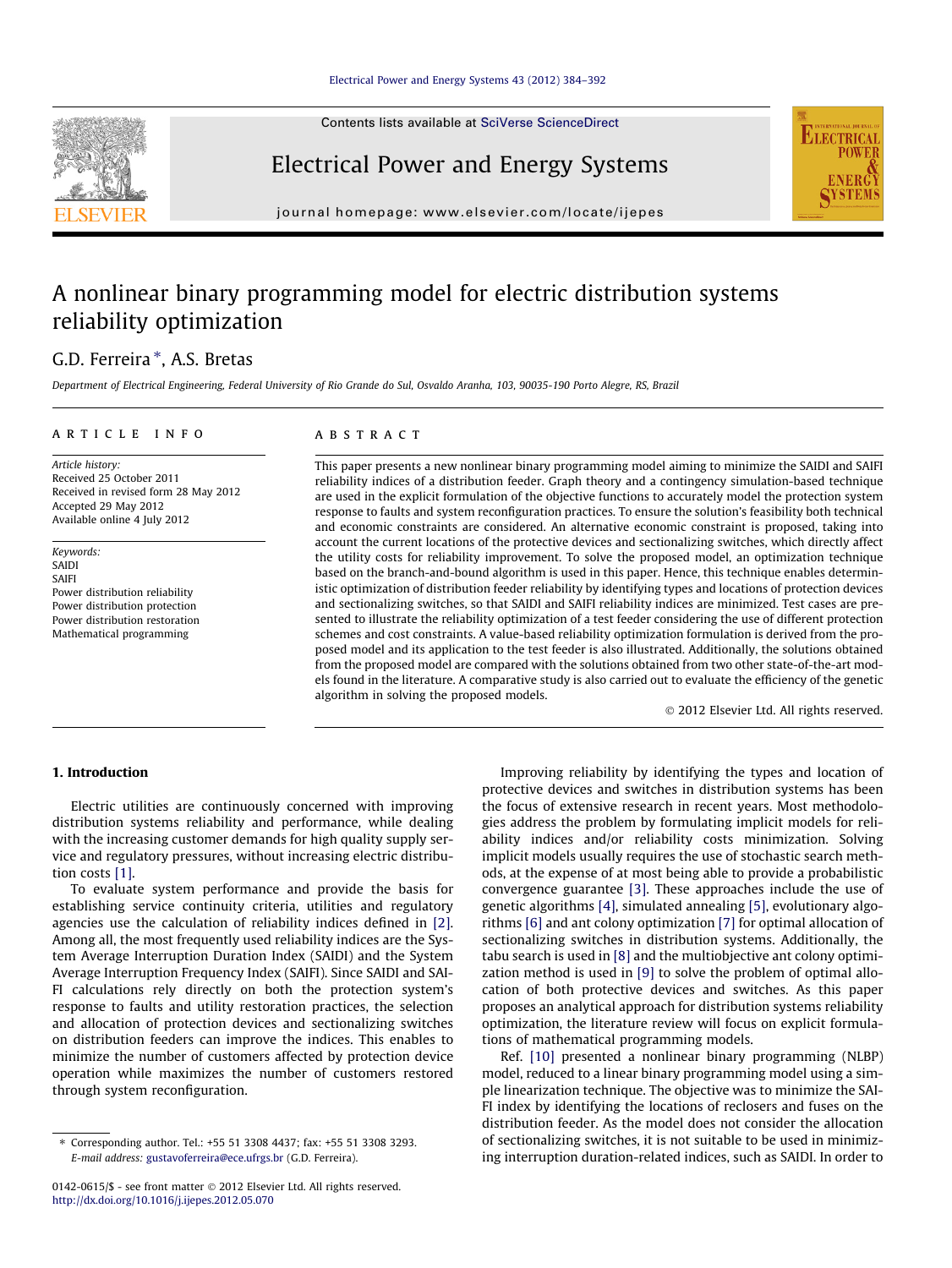# A nonlinear binary programming model for electric distribution systems reliability optimization

G.D. Ferreira *, A.S. Bretas

*Department of Electrical Engineering, Federal University of Rio Grande do Sul, Osvaldo Aranha, 103, 90035-190 Porto Alegre, RS, Brazil*

## ARTICLE INFO

*Article history:*
Received 25 October 2011
Received in revised form 28 May 2012
Accepted 29 May 2012
Available online 4 July 2012

*Keywords:*
SAIDI
SAIFI
Power distribution reliability
Power distribution protection
Power distribution restoration
Mathematical programming

## ABSTRACT

This paper presents a new nonlinear binary programming model aiming to minimize the SAIDI and SAIFI reliability indices of a distribution feeder. Graph theory and a contingency simulation-based technique are used in the explicit formulation of the objective functions to accurately model the protection system response to faults and system reconfiguration practices. To ensure the solution's feasibility both technical and economic constraints are considered. An alternative economic constraint is proposed, taking into account the current locations of the protective devices and sectionalizing switches, which directly affect the utility costs for reliability improvement. To solve the proposed model, an optimization technique based on the branch-and-bound algorithm is used in this paper. Hence, this technique enables deterministic optimization of distribution feeder reliability by identifying types and locations of protection devices and sectionalizing switches, so that SAIDI and SAIFI reliability indices are minimized. Test cases are presented to illustrate the reliability optimization of a test feeder considering the use of different protection schemes and cost constraints. A value-based reliability optimization formulation is derived from the proposed model and its application to the test feeder is also illustrated. Additionally, the solutions obtained from the proposed model are compared with the solutions obtained from two other state-of-the-art models found in the literature. A comparative study is also carried out to evaluate the efficiency of the genetic algorithm in solving the proposed models.

© 2012 Elsevier Ltd. All rights reserved.

## 1. Introduction

Electric utilities are continuously concerned with improving distribution systems reliability and performance, while dealing with the increasing customer demands for high quality supply service and regulatory pressures, without increasing electric distribution costs [1].

To evaluate system performance and provide the basis for establishing service continuity criteria, utilities and regulatory agencies use the calculation of reliability indices defined in [2]. Among all, the most frequently used reliability indices are the System Average Interruption Duration Index (SAIDI) and the System Average Interruption Frequency Index (SAIFI). Since SAIDI and SAIFI calculations rely directly on both the protection system's response to faults and utility restoration practices, the selection and allocation of protection devices and sectionalizing switches on distribution feeders can improve the indices. This enables to minimize the number of customers affected by protection device operation while maximizes the number of customers restored through system reconfiguration.

Improving reliability by identifying the types and location of protective devices and switches in distribution systems has been the focus of extensive research in recent years. Most methodologies address the problem by formulating implicit models for reliability indices and/or reliability costs minimization. Solving implicit models usually requires the use of stochastic search methods, at the expense of at most being able to provide a probabilistic convergence guarantee [3]. These approaches include the use of genetic algorithms [4], simulated annealing [5], evolutionary algorithms [6] and ant colony optimization [7] for optimal allocation of sectionalizing switches in distribution systems. Additionally, the tabu search is used in [8] and the multiobjective ant colony optimization method is used in [9] to solve the problem of optimal allocation of both protective devices and switches. As this paper proposes an analytical approach for distribution systems reliability optimization, the literature review will focus on explicit formulations of mathematical programming models.

Ref. [10] presented a nonlinear binary programming (NLBP) model, reduced to a linear binary programming model using a simple linearization technique. The objective was to minimize the SAIFI index by identifying the locations of reclosers and fuses on the distribution feeder. As the model does not consider the allocation of sectionalizing switches, it is not suitable to be used in minimizing interruption duration-related indices, such as SAIDI. In order to

* Corresponding author. Tel.: +55 51 3308 4437; fax: +55 51 3308 3293.
*E-mail address:* gustavoferreira@ece.ufrgs.br (G.D. Ferreira).

0142-0615/$ - see front matter © 2012 Elsevier Ltd. All rights reserved.
http://dx.doi.org/10.1016/j.ijepes.2012.05.070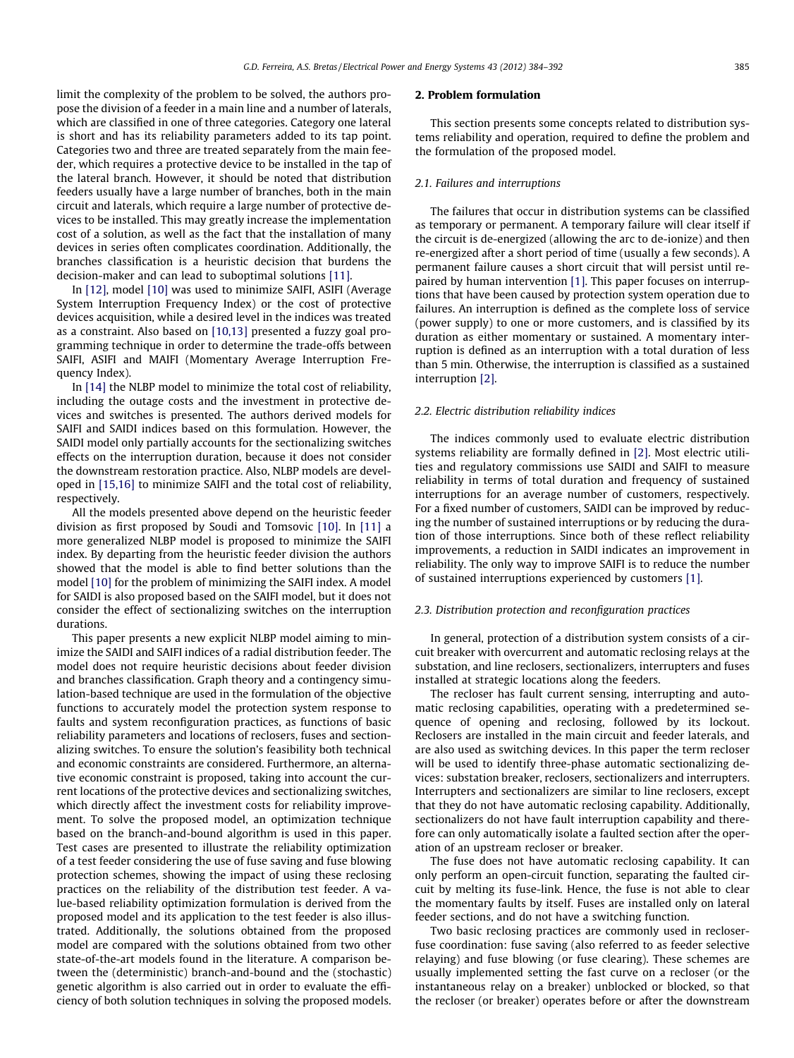limit the complexity of the problem to be solved, the authors propose the division of a feeder in a main line and a number of laterals, which are classified in one of three categories. Category one lateral is short and has its reliability parameters added to its tap point. Categories two and three are treated separately from the main feeder, which requires a protective device to be installed in the tap of the lateral branch. However, it should be noted that distribution feeders usually have a large number of branches, both in the main circuit and laterals, which require a large number of protective devices to be installed. This may greatly increase the implementation cost of a solution, as well as the fact that the installation of many devices in series often complicates coordination. Additionally, the branches classification is a heuristic decision that burdens the decision-maker and can lead to suboptimal solutions [11].

In [12], model [10] was used to minimize SAIFI, ASIFI (Average System Interruption Frequency Index) or the cost of protective devices acquisition, while a desired level in the indices was treated as a constraint. Also based on [10,13] presented a fuzzy goal programming technique in order to determine the trade-offs between SAIFI, ASIFI and MAIFI (Momentary Average Interruption Frequency Index).

In [14] the NLBP model to minimize the total cost of reliability, including the outage costs and the investment in protective devices and switches is presented. The authors derived models for SAIFI and SAIDI indices based on this formulation. However, the SAIDI model only partially accounts for the sectionalizing switches effects on the interruption duration, because it does not consider the downstream restoration practice. Also, NLBP models are developed in [15,16] to minimize SAIFI and the total cost of reliability, respectively.

All the models presented above depend on the heuristic feeder division as first proposed by Soudi and Tomsovic [10]. In [11] a more generalized NLBP model is proposed to minimize the SAIFI index. By departing from the heuristic feeder division the authors showed that the model is able to find better solutions than the model [10] for the problem of minimizing the SAIFI index. A model for SAIDI is also proposed based on the SAIFI model, but it does not consider the effect of sectionalizing switches on the interruption durations.

This paper presents a new explicit NLBP model aiming to minimize the SAIDI and SAIFI indices of a radial distribution feeder. The model does not require heuristic decisions about feeder division and branches classification. Graph theory and a contingency simulation-based technique are used in the formulation of the objective functions to accurately model the protection system response to faults and system reconfiguration practices, as functions of basic reliability parameters and locations of reclosers, fuses and sectionalizing switches. To ensure the solution's feasibility both technical and economic constraints are considered. Furthermore, an alternative economic constraint is proposed, taking into account the current locations of the protective devices and sectionalizing switches, which directly affect the investment costs for reliability improvement. To solve the proposed model, an optimization technique based on the branch-and-bound algorithm is used in this paper. Test cases are presented to illustrate the reliability optimization of a test feeder considering the use of fuse saving and fuse blowing protection schemes, showing the impact of using these reclosing practices on the reliability of the distribution test feeder. A value-based reliability optimization formulation is derived from the proposed model and its application to the test feeder is also illustrated. Additionally, the solutions obtained from the proposed model are compared with the solutions obtained from two other state-of-the-art models found in the literature. A comparison between the (deterministic) branch-and-bound and the (stochastic) genetic algorithm is also carried out in order to evaluate the efficiency of both solution techniques in solving the proposed models.

## 2. Problem formulation

This section presents some concepts related to distribution systems reliability and operation, required to define the problem and the formulation of the proposed model.

### 2.1. Failures and interruptions

The failures that occur in distribution systems can be classified as temporary or permanent. A temporary failure will clear itself if the circuit is de-energized (allowing the arc to de-ionize) and then re-energized after a short period of time (usually a few seconds). A permanent failure causes a short circuit that will persist until repaired by human intervention [1]. This paper focuses on interruptions that have been caused by protection system operation due to failures. An interruption is defined as the complete loss of service (power supply) to one or more customers, and is classified by its duration as either momentary or sustained. A momentary interruption is defined as an interruption with a total duration of less than 5 min. Otherwise, the interruption is classified as a sustained interruption [2].

### 2.2. Electric distribution reliability indices

The indices commonly used to evaluate electric distribution systems reliability are formally defined in [2]. Most electric utilities and regulatory commissions use SAIDI and SAIFI to measure reliability in terms of total duration and frequency of sustained interruptions for an average number of customers, respectively. For a fixed number of customers, SAIDI can be improved by reducing the number of sustained interruptions or by reducing the duration of those interruptions. Since both of these reflect reliability improvements, a reduction in SAIDI indicates an improvement in reliability. The only way to improve SAIFI is to reduce the number of sustained interruptions experienced by customers [1].

### 2.3. Distribution protection and reconfiguration practices

In general, protection of a distribution system consists of a circuit breaker with overcurrent and automatic reclosing relays at the substation, and line reclosers, sectionalizers, interrupters and fuses installed at strategic locations along the feeders.

The recloser has fault current sensing, interrupting and automatic reclosing capabilities, operating with a predetermined sequence of opening and reclosing, followed by its lockout. Reclosers are installed in the main circuit and feeder laterals, and are also used as switching devices. In this paper the term recloser will be used to identify three-phase automatic sectionalizing devices: substation breaker, reclosers, sectionalizers and interrupters. Interrupters and sectionalizers are similar to line reclosers, except that they do not have automatic reclosing capability. Additionally, sectionalizers do not have fault interruption capability and therefore can only automatically isolate a faulted section after the operation of an upstream recloser or breaker.

The fuse does not have automatic reclosing capability. It can only perform an open-circuit function, separating the faulted circuit by melting its fuse-link. Hence, the fuse is not able to clear the momentary faults by itself. Fuses are installed only on lateral feeder sections, and do not have a switching function.

Two basic reclosing practices are commonly used in recloser-fuse coordination: fuse saving (also referred to as feeder selective relaying) and fuse blowing (or fuse clearing). These schemes are usually implemented setting the fast curve on a recloser (or the instantaneous relay on a breaker) unblocked or blocked, so that the recloser (or breaker) operates before or after the downstream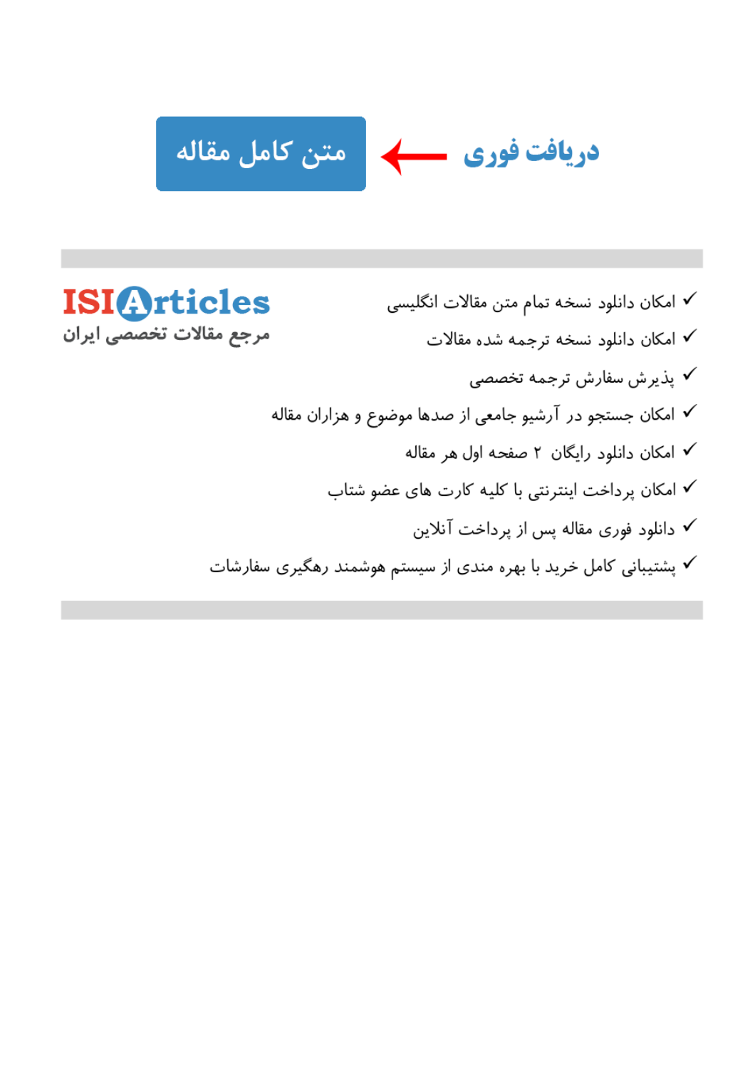دریافت فوری ← **متن کامل مقاله**

**ISIArticles**
مرجع مقالات تخصصی ایران

- ✓ امکان دانلود نسخه تمام متن مقالات انگلیسی
- ✓ امکان دانلود نسخه ترجمه شده مقالات
- ✓ پذیرش سفارش ترجمه تخصصی
- ✓ امکان جستجو در آرشیو جامعی از صدها موضوع و هزاران مقاله
- ✓ امکان دانلود رایگان ۲ صفحه اول هر مقاله
- ✓ امکان پرداخت اینترنتی با کلیه کارت های عضو شتاب
- ✓ دانلود فوری مقاله پس از پرداخت آنلاین
- ✓ پشتیبانی کامل خرید با بهره مندی از سیستم هوشمند رهگیری سفارشات